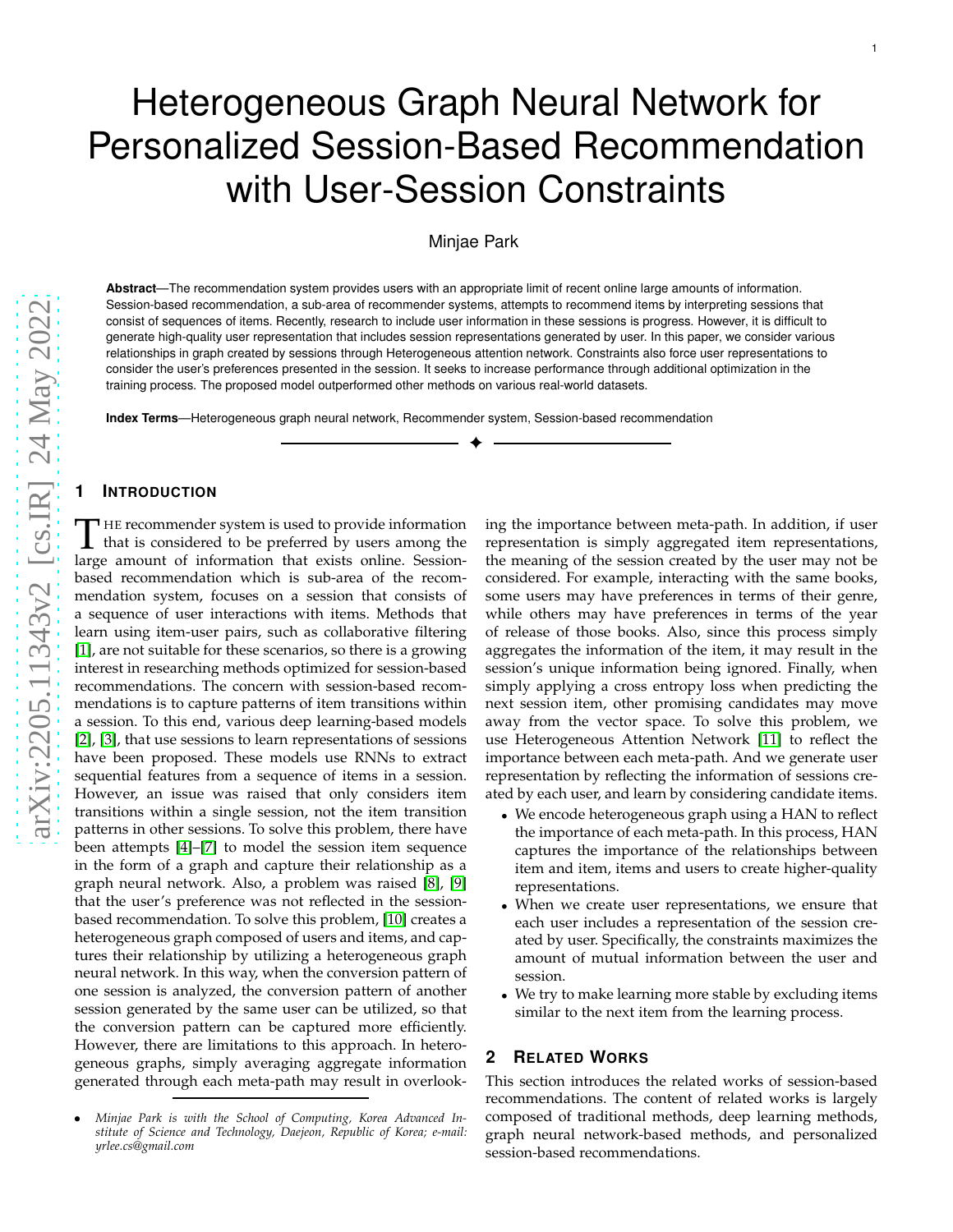# Heterogeneous Graph Neural Network for Personalized Session-Based Recommendation with User-Session Constraints

Minjae Park

**Abstract**—The recommendation system provides users with an appropriate limit of recent online large amounts of information. Session-based recommendation, a sub-area of recommender systems, attempts to recommend items by interpreting sessions that consist of sequences of items. Recently, research to include user information in these sessions is progress. However, it is difficult to generate high-quality user representation that includes session representations generated by user. In this paper, we consider various relationships in graph created by sessions through Heterogeneous attention network. Constraints also force user representations to consider the user's preferences presented in the session. It seeks to increase performance through additional optimization in the training process. The proposed model outperformed other methods on various real-world datasets.

**Index Terms**—Heterogeneous graph neural network, Recommender system, Session-based recommendation

## 1 Introduction

The recommender system is used to provide information that is considered to be preferred by users among the large amount of information that exists online. Session-based recommendation which is sub-area of the recommendation system, focuses on a session that consists of a sequence of user interactions with items. Methods that learn using item-user pairs, such as collaborative filtering [1], are not suitable for these scenarios, so there is a growing interest in researching methods optimized for session-based recommendations. The concern with session-based recommendations is to capture patterns of item transitions within a session. To this end, various deep learning-based models [2], [3], that use sessions to learn representations of sessions have been proposed. These models use RNNs to extract sequential features from a sequence of items in a session. However, an issue was raised that only considers item transitions within a single session, not the item transition patterns in other sessions. To solve this problem, there have been attempts [4]–[7] to model the session item sequence in the form of a graph and capture their relationship as a graph neural network. Also, a problem was raised [8], [9] that the user's preference was not reflected in the session-based recommendation. To solve this problem, [10] creates a heterogeneous graph composed of users and items, and captures their relationship by utilizing a heterogeneous graph neural network. In this way, when the conversion pattern of one session is analyzed, the conversion pattern of another session generated by the same user can be utilized, so that the conversion pattern can be captured more efficiently. However, there are limitations to this approach. In heterogeneous graphs, simply averaging aggregate information generated through each meta-path may result in overlooking the importance between meta-path. In addition, if user representation is simply aggregated item representations, the meaning of the session created by the user may not be considered. For example, interacting with the same books, some users may have preferences in terms of their genre, while others may have preferences in terms of the year of release of those books. Also, since this process simply aggregates the information of the item, it may result in the session's unique information being ignored. Finally, when simply applying a cross entropy loss when predicting the next session item, other promising candidates may move away from the vector space. To solve this problem, we use Heterogeneous Attention Network [11] to reflect the importance between each meta-path. And we generate user representation by reflecting the information of sessions created by each user, and learn by considering candidate items.

- We encode heterogeneous graph using a HAN to reflect the importance of each meta-path. In this process, HAN captures the importance of the relationships between item and item, items and users to create higher-quality representations.
- When we create user representations, we ensure that each user includes a representation of the session created by user. Specifically, the constraints maximizes the amount of mutual information between the user and session.
- We try to make learning more stable by excluding items similar to the next item from the learning process.

## 2 Related Works

This section introduces the related works of session-based recommendations. The content of related works is largely composed of traditional methods, deep learning methods, graph neural network-based methods, and personalized session-based recommendations.

- *Minjae Park is with the School of Computing, Korea Advanced Institute of Science and Technology, Daejeon, Republic of Korea; e-mail: yrlee.cs@gmail.com*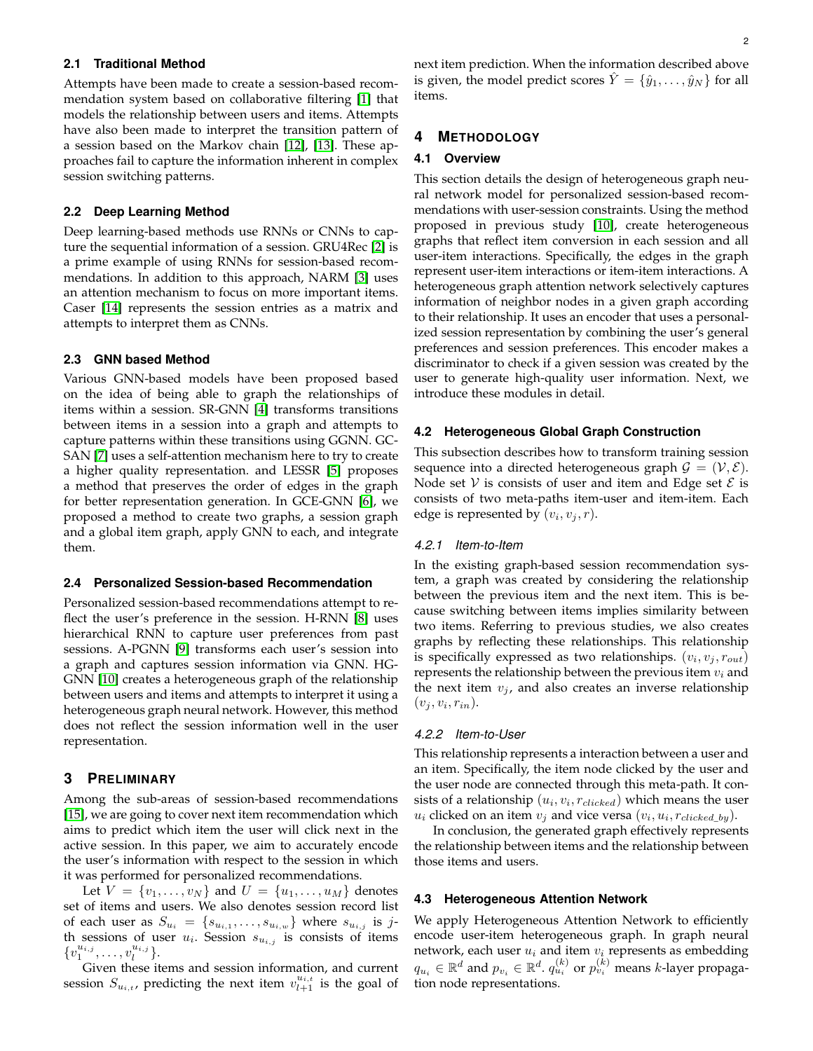### 2.1 Traditional Method

Attempts have been made to create a session-based recommendation system based on collaborative filtering [1] that models the relationship between users and items. Attempts have also been made to interpret the transition pattern of a session based on the Markov chain [12], [13]. These approaches fail to capture the information inherent in complex session switching patterns.

### 2.2 Deep Learning Method

Deep learning-based methods use RNNs or CNNs to capture the sequential information of a session. GRU4Rec [2] is a prime example of using RNNs for session-based recommendations. In addition to this approach, NARM [3] uses an attention mechanism to focus on more important items. Caser [14] represents the session entries as a matrix and attempts to interpret them as CNNs.

### 2.3 GNN based Method

Various GNN-based models have been proposed based on the idea of being able to graph the relationships of items within a session. SR-GNN [4] transforms transitions between items in a session into a graph and attempts to capture patterns within these transitions using GGNN. GC-SAN [7] uses a self-attention mechanism here to try to create a higher quality representation. and LESSR [5] proposes a method that preserves the order of edges in the graph for better representation generation. In GCE-GNN [6], we proposed a method to create two graphs, a session graph and a global item graph, apply GNN to each, and integrate them.

### 2.4 Personalized Session-based Recommendation

Personalized session-based recommendations attempt to reflect the user's preference in the session. H-RNN [8] uses hierarchical RNN to capture user preferences from past sessions. A-PGNN [9] transforms each user's session into a graph and captures session information via GNN. HG-GNN [10] creates a heterogeneous graph of the relationship between users and items and attempts to interpret it using a heterogeneous graph neural network. However, this method does not reflect the session information well in the user representation.

## 3 PRELIMINARY

Among the sub-areas of session-based recommendations [15], we are going to cover next item recommendation which aims to predict which item the user will click next in the active session. In this paper, we aim to accurately encode the user's information with respect to the session in which it was performed for personalized recommendations.

Let $V = \{v_1, \ldots, v_N\}$ and $U = \{u_1, \ldots, u_M\}$ denotes set of items and users. We also denotes session record list of each user as $S_{u_i} = \{s_{u_{i,1}}, \ldots, s_{u_{i,w}}\}$ where $s_{u_{i,j}}$ is $j$-th sessions of user $u_i$. Session $s_{u_{i,j}}$ is consists of items $\{v_1^{u_{i,j}}, \ldots, v_l^{u_{i,j}}\}$.

Given these items and session information, and current session $S_{u_{i,t}}$, predicting the next item $v_{l+1}^{u_{i,t}}$ is the goal of next item prediction. When the information described above is given, the model predict scores $\hat{Y} = \{\hat{y}_1, \ldots, \hat{y}_N\}$ for all items.

## 4 METHODOLOGY

### 4.1 Overview

This section details the design of heterogeneous graph neural network model for personalized session-based recommendations with user-session constraints. Using the method proposed in previous study [10], create heterogeneous graphs that reflect item conversion in each session and all user-item interactions. Specifically, the edges in the graph represent user-item interactions or item-item interactions. A heterogeneous graph attention network selectively captures information of neighbor nodes in a given graph according to their relationship. It uses an encoder that uses a personalized session representation by combining the user's general preferences and session preferences. This encoder makes a discriminator to check if a given session was created by the user to generate high-quality user information. Next, we introduce these modules in detail.

### 4.2 Heterogeneous Global Graph Construction

This subsection describes how to transform training session sequence into a directed heterogeneous graph $\mathcal{G} = (\mathcal{V}, \mathcal{E})$. Node set $\mathcal{V}$ is consists of user and item and Edge set $\mathcal{E}$ is consists of two meta-paths item-user and item-item. Each edge is represented by $(v_i, v_j, r)$.

#### *4.2.1 Item-to-Item*

In the existing graph-based session recommendation system, a graph was created by considering the relationship between the previous item and the next item. This is because switching between items implies similarity between two items. Referring to previous studies, we also creates graphs by reflecting these relationships. This relationship is specifically expressed as two relationships. $(v_i, v_j, r_{out})$ represents the relationship between the previous item $v_i$ and the next item $v_j$, and also creates an inverse relationship $(v_j, v_i, r_{in})$.

#### *4.2.2 Item-to-User*

This relationship represents a interaction between a user and an item. Specifically, the item node clicked by the user and the user node are connected through this meta-path. It consists of a relationship $(u_i, v_i, r_{clicked})$ which means the user $u_i$ clicked on an item $v_j$ and vice versa $(v_i, u_i, r_{clicked\_by})$.

In conclusion, the generated graph effectively represents the relationship between items and the relationship between those items and users.

### 4.3 Heterogeneous Attention Network

We apply Heterogeneous Attention Network to efficiently encode user-item heterogeneous graph. In graph neural network, each user $u_i$ and item $v_i$ represents as embedding $q_{u_i} \in \mathbb{R}^d$ and $p_{v_i} \in \mathbb{R}^d$. $q_{u_i}^{(k)}$ or $p_{v_i}^{(k)}$ means $k$-layer propagation node representations.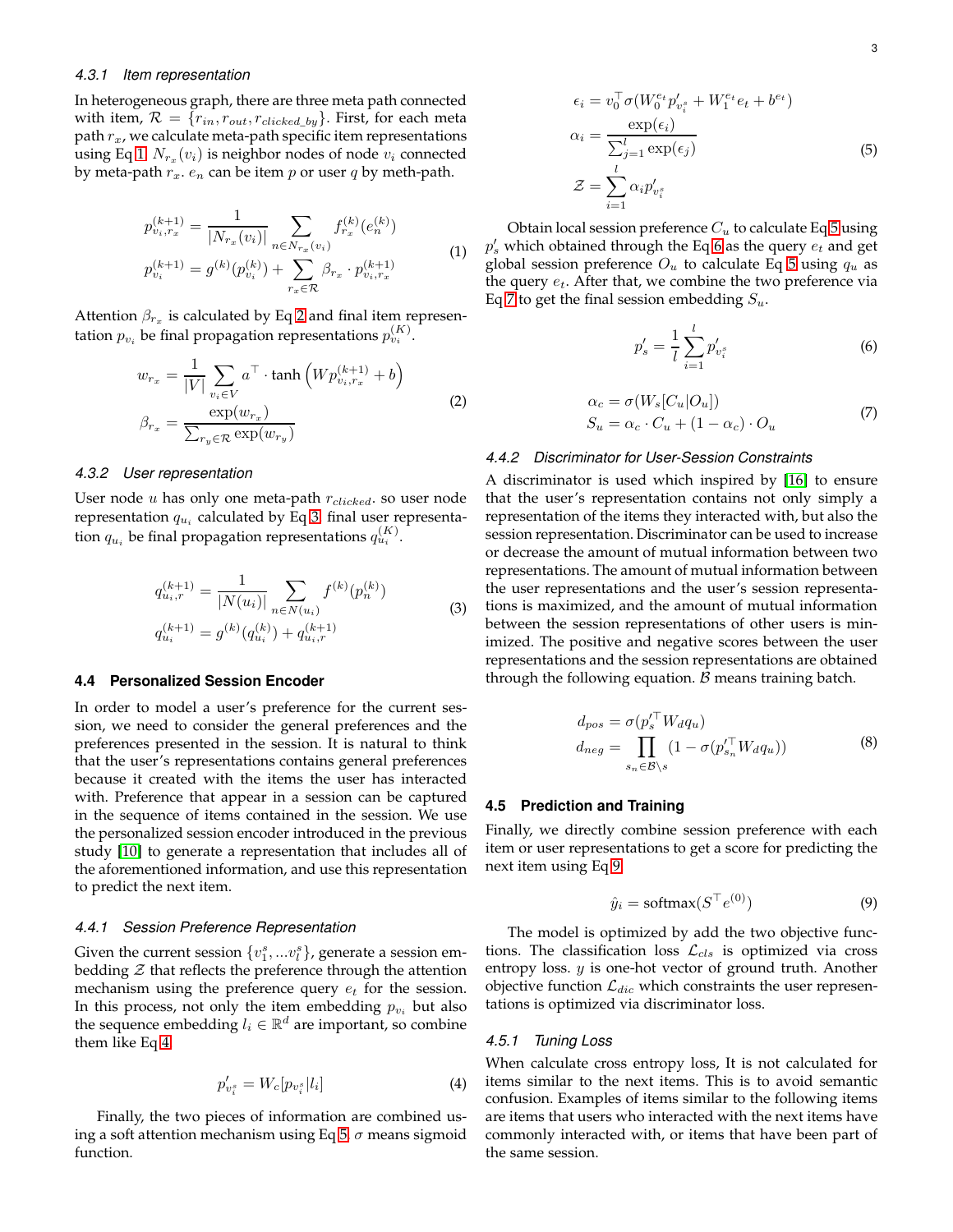#### 4.3.1 *Item representation*

In heterogeneous graph, there are three meta path connected with item, $\mathcal{R} = \{r_{in}, r_{out}, r_{clicked\_by}\}$. First, for each meta path $r_x$, we calculate meta-path specific item representations using Eq 1. $N_{r_x}(v_i)$ is neighbor nodes of node $v_i$ connected by meta-path $r_x$. $e_n$ can be item $p$ or user $q$ by meth-path.

$$
\begin{aligned}
p_{v_i,r_x}^{(k+1)} &= \frac{1}{|N_{r_x}(v_i)|} \sum_{n \in N_{r_x}(v_i)} f_{r_x}^{(k)}(e_n^{(k)}) \\
p_{v_i}^{(k+1)} &= g^{(k)}(p_{v_i}^{(k)}) + \sum_{r_x \in \mathcal{R}} \beta_{r_x} \cdot p_{v_i,r_x}^{(k+1)}
\end{aligned} \tag{1}
$$

Attention $\beta_{r_x}$ is calculated by Eq 2 and final item representation $p_{v_i}$ be final propagation representations $p_{v_i}^{(K)}$.

$$
\begin{aligned}
w_{r_x} &= \frac{1}{|V|} \sum_{v_i \in V} a^\top \cdot \tanh\left(W p_{v_i,r_x}^{(k+1)} + b\right) \\
\beta_{r_x} &= \frac{\exp(w_{r_x})}{\sum_{r_y \in \mathcal{R}} \exp(w_{r_y})}
\end{aligned} \tag{2}
$$

#### 4.3.2 *User representation*

User node $u$ has only one meta-path $r_{clicked}$. so user node representation $q_{u_i}$ calculated by Eq 3. final user representation $q_{u_i}$ be final propagation representations $q_{u_i}^{(K)}$.

$$
\begin{aligned}
q_{u_i,r}^{(k+1)} &= \frac{1}{|N(u_i)|} \sum_{n \in N(u_i)} f^{(k)}(p_n^{(k)}) \\
q_{u_i}^{(k+1)} &= g^{(k)}(q_{u_i}^{(k)}) + q_{u_i,r}^{(k+1)}
\end{aligned} \tag{3}
$$

### 4.4 Personalized Session Encoder

In order to model a user's preference for the current session, we need to consider the general preferences and the preferences presented in the session. It is natural to think that the user's representations contains general preferences because it created with the items the user has interacted with. Preference that appear in a session can be captured in the sequence of items contained in the session. We use the personalized session encoder introduced in the previous study [10] to generate a representation that includes all of the aforementioned information, and use this representation to predict the next item.

#### 4.4.1 *Session Preference Representation*

Given the current session $\{v_1^s, ... v_l^s\}$, generate a session embedding $\mathcal{Z}$ that reflects the preference through the attention mechanism using the preference query $e_t$ for the session. In this process, not only the item embedding $p_{v_i}$ but also the sequence embedding $l_i \in \mathbb{R}^d$ are important, so combine them like Eq 4.

$$
p'_{v_i^s} = W_c[p_{v_i^s} | l_i] \tag{4}
$$

Finally, the two pieces of information are combined using a soft attention mechanism using Eq 5. $\sigma$ means sigmoid function.

$$
\begin{aligned}
\epsilon_i &= v_0^\top \sigma(W_0^{e_t} p'_{v_i^s} + W_1^{e_t} e_t + b^{e_t}) \\
\alpha_i &= \frac{\exp(\epsilon_i)}{\sum_{j=1}^{l} \exp(\epsilon_j)} \\
\mathcal{Z} &= \sum_{i=1}^{l} \alpha_i p'_{v_i^s}
\end{aligned} \tag{5}
$$

Obtain local session preference $C_u$ to calculate Eq 5 using $p'_s$ which obtained through the Eq 6 as the query $e_t$ and get global session preference $O_u$ to calculate Eq 5 using $q_u$ as the query $e_t$. After that, we combine the two preference via Eq 7 to get the final session embedding $S_u$.

$$
p'_s = \frac{1}{l} \sum_{i=1}^{l} p'_{v_i^s} \tag{6}
$$

$$
\begin{aligned}
\alpha_c &= \sigma(W_s[C_u | O_u]) \\
S_u &= \alpha_c \cdot C_u + (1 - \alpha_c) \cdot O_u
\end{aligned} \tag{7}
$$

#### 4.4.2 *Discriminator for User-Session Constraints*

A discriminator is used which inspired by [16] to ensure that the user's representation contains not only simply a representation of the items they interacted with, but also the session representation. Discriminator can be used to increase or decrease the amount of mutual information between two representations. The amount of mutual information between the user representations and the user's session representations is maximized, and the amount of mutual information between the session representations of other users is minimized. The positive and negative scores between the user representations and the session representations are obtained through the following equation. $\mathcal{B}$ means training batch.

$$
\begin{aligned}
d_{pos} &= \sigma(p_s'^\top W_d q_u) \\
d_{neg} &= \prod_{s_n \in \mathcal{B} \setminus s} (1 - \sigma(p_{s_n}'^\top W_d q_u))
\end{aligned} \tag{8}
$$

### 4.5 Prediction and Training

Finally, we directly combine session preference with each item or user representations to get a score for predicting the next item using Eq 9.

$$
\hat{y}_i = \text{softmax}(S^\top e^{(0)}) \tag{9}
$$

The model is optimized by add the two objective functions. The classification loss $\mathcal{L}_{cls}$ is optimized via cross entropy loss. $y$ is one-hot vector of ground truth. Another objective function $\mathcal{L}_{dic}$ which constraints the user representations is optimized via discriminator loss.

#### 4.5.1 *Tuning Loss*

When calculate cross entropy loss, It is not calculated for items similar to the next items. This is to avoid semantic confusion. Examples of items similar to the following items are items that users who interacted with the next items have commonly interacted with, or items that have been part of the same session.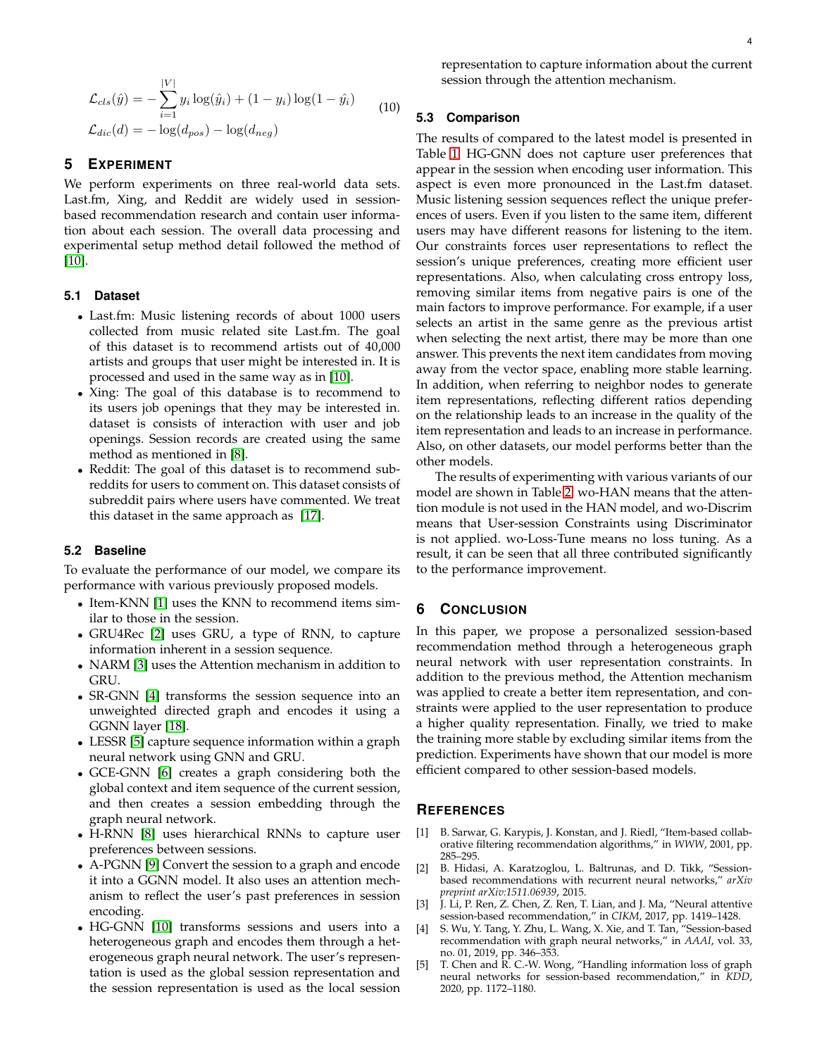$$\mathcal{L}_{cls}(\hat{y}) = -\sum_{i=1}^{|V|} y_i \log(\hat{y}_i) + (1 - y_i)\log(1 - \hat{y}_i)$$
$$\mathcal{L}_{dic}(d) = -\log(d_{pos}) - \log(d_{neg}) \tag{10}$$

## 5 EXPERIMENT

We perform experiments on three real-world data sets. Last.fm, Xing, and Reddit are widely used in session-based recommendation research and contain user information about each session. The overall data processing and experimental setup method detail followed the method of [10].

### 5.1 Dataset

- Last.fm: Music listening records of about 1000 users collected from music related site Last.fm. The goal of this dataset is to recommend artists out of 40,000 artists and groups that user might be interested in. It is processed and used in the same way as in [10].
- Xing: The goal of this database is to recommend to its users job openings that they may be interested in. dataset is consists of interaction with user and job openings. Session records are created using the same method as mentioned in [8].
- Reddit: The goal of this dataset is to recommend subreddits for users to comment on. This dataset consists of subreddit pairs where users have commented. We treat this dataset in the same approach as [17].

### 5.2 Baseline

To evaluate the performance of our model, we compare its performance with various previously proposed models.

- Item-KNN [1] uses the KNN to recommend items similar to those in the session.
- GRU4Rec [2] uses GRU, a type of RNN, to capture information inherent in a session sequence.
- NARM [3] uses the Attention mechanism in addition to GRU.
- SR-GNN [4] transforms the session sequence into an unweighted directed graph and encodes it using a GGNN layer [18].
- LESSR [5] capture sequence information within a graph neural network using GNN and GRU.
- GCE-GNN [6] creates a graph considering both the global context and item sequence of the current session, and then creates a session embedding through the graph neural network.
- H-RNN [8] uses hierarchical RNNs to capture user preferences between sessions.
- A-PGNN [9] Convert the session to a graph and encode it into a GGNN model. It also uses an attention mechanism to reflect the user's past preferences in session encoding.
- HG-GNN [10] transforms sessions and users into a heterogeneous graph and encodes them through a heterogeneous graph neural network. The user's representation is used as the global session representation and the session representation is used as the local session representation to capture information about the current session through the attention mechanism.

### 5.3 Comparison

The results of compared to the latest model is presented in Table 1. HG-GNN does not capture user preferences that appear in the session when encoding user information. This aspect is even more pronounced in the Last.fm dataset. Music listening session sequences reflect the unique preferences of users. Even if you listen to the same item, different users may have different reasons for listening to the item. Our constraints forces user representations to reflect the session's unique preferences, creating more efficient user representations. Also, when calculating cross entropy loss, removing similar items from negative pairs is one of the main factors to improve performance. For example, if a user selects an artist in the same genre as the previous artist when selecting the next artist, there may be more than one answer. This prevents the next item candidates from moving away from the vector space, enabling more stable learning. In addition, when referring to neighbor nodes to generate item representations, reflecting different ratios depending on the relationship leads to an increase in the quality of the item representation and leads to an increase in performance. Also, on other datasets, our model performs better than the other models.

The results of experimenting with various variants of our model are shown in Table 2. wo-HAN means that the attention module is not used in the HAN model, and wo-Discrim means that User-session Constraints using Discriminator is not applied. wo-Loss-Tune means no loss tuning. As a result, it can be seen that all three contributed significantly to the performance improvement.

## 6 CONCLUSION

In this paper, we propose a personalized session-based recommendation method through a heterogeneous graph neural network with user representation constraints. In addition to the previous method, the Attention mechanism was applied to create a better item representation, and constraints were applied to the user representation to produce a higher quality representation. Finally, we tried to make the training more stable by excluding similar items from the prediction. Experiments have shown that our model is more efficient compared to other session-based models.

## REFERENCES

[1] B. Sarwar, G. Karypis, J. Konstan, and J. Riedl, "Item-based collaborative filtering recommendation algorithms," in *WWW*, 2001, pp. 285–295.

[2] B. Hidasi, A. Karatzoglou, L. Baltrunas, and D. Tikk, "Session-based recommendations with recurrent neural networks," *arXiv preprint arXiv:1511.06939*, 2015.

[3] J. Li, P. Ren, Z. Chen, Z. Ren, T. Lian, and J. Ma, "Neural attentive session-based recommendation," in *CIKM*, 2017, pp. 1419–1428.

[4] S. Wu, Y. Tang, Y. Zhu, L. Wang, X. Xie, and T. Tan, "Session-based recommendation with graph neural networks," in *AAAI*, vol. 33, no. 01, 2019, pp. 346–353.

[5] T. Chen and R. C.-W. Wong, "Handling information loss of graph neural networks for session-based recommendation," in *KDD*, 2020, pp. 1172–1180.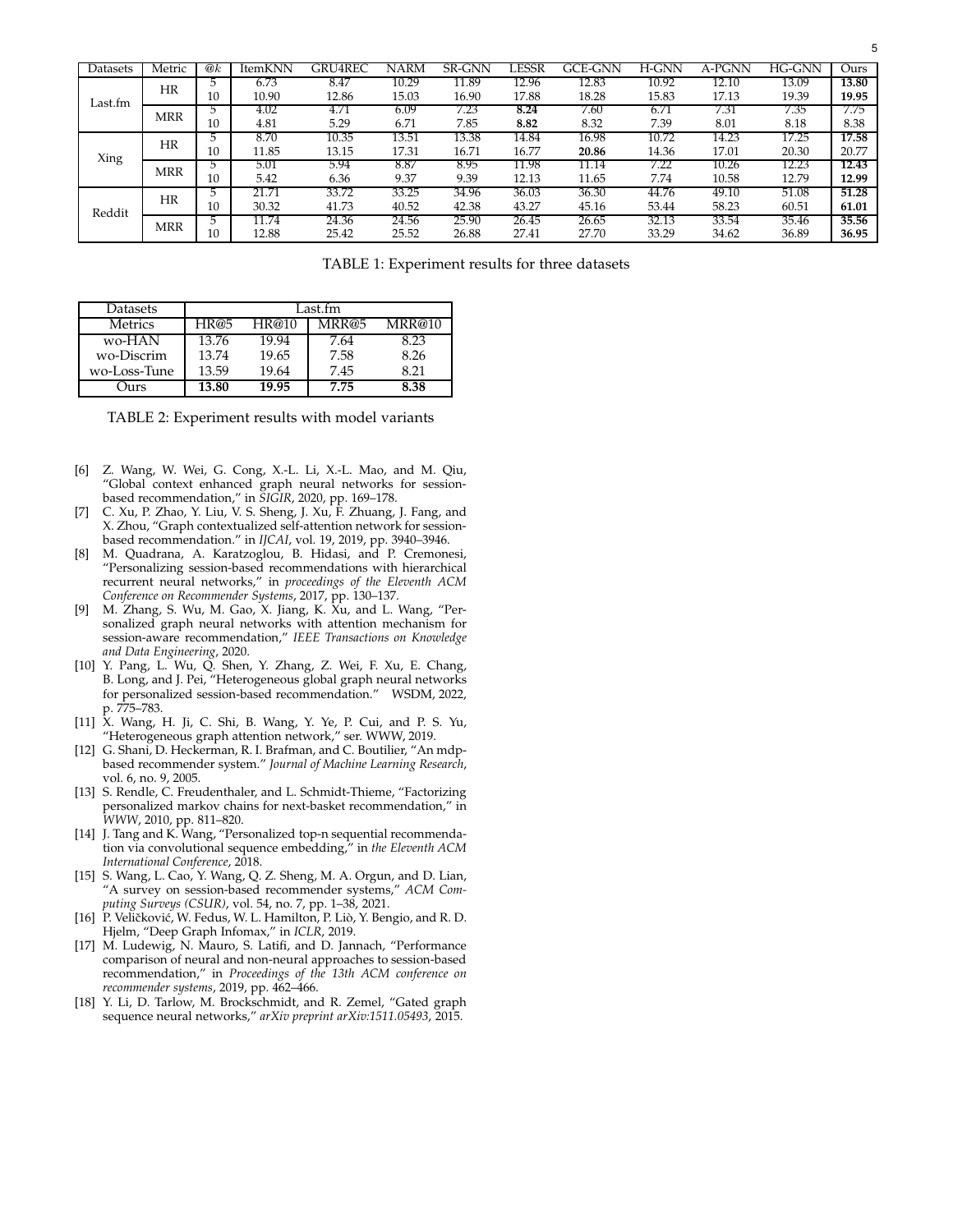| Datasets | Metric | $@k$ | ItemKNN | GRU4REC | NARM | SR-GNN | LESSR | GCE-GNN | H-GNN | A-PGNN | HG-GNN | Ours |
|---|---|---|---|---|---|---|---|---|---|---|---|---|
| Last.fm | HR | 5 | 6.73 | 8.47 | 10.29 | 11.89 | 12.96 | 12.83 | 10.92 | 12.10 | 13.09 | **13.80** |
| | | 10 | 10.90 | 12.86 | 15.03 | 16.90 | 17.88 | 18.28 | 15.83 | 17.13 | 19.39 | **19.95** |
| | MRR | 5 | 4.02 | 4.71 | 6.09 | 7.23 | **8.24** | 7.60 | 6.71 | 7.31 | 7.35 | 7.75 |
| | | 10 | 4.81 | 5.29 | 6.71 | 7.85 | **8.82** | 8.32 | 7.39 | 8.01 | 8.18 | 8.38 |
| Xing | HR | 5 | 8.70 | 10.35 | 13.51 | 13.38 | 14.84 | 16.98 | 10.72 | 14.23 | 17.25 | **17.58** |
| | | 10 | 11.85 | 13.15 | 17.31 | 16.71 | 16.77 | **20.86** | 14.36 | 17.01 | 20.30 | 20.77 |
| | MRR | 5 | 5.01 | 5.94 | 8.87 | 8.95 | 11.98 | 11.14 | 7.22 | 10.26 | 12.23 | **12.43** |
| | | 10 | 5.42 | 6.36 | 9.37 | 9.39 | 12.13 | 11.65 | 7.74 | 10.58 | 12.79 | **12.99** |
| Reddit | HR | 5 | 21.71 | 33.72 | 33.25 | 34.96 | 36.03 | 36.30 | 44.76 | 49.10 | 51.08 | **51.28** |
| | | 10 | 30.32 | 41.73 | 40.52 | 42.38 | 43.27 | 45.16 | 53.44 | 58.23 | 60.51 | **61.01** |
| | MRR | 5 | 11.74 | 24.36 | 24.56 | 25.90 | 26.45 | 26.65 | 32.13 | 33.54 | 35.46 | **35.56** |
| | | 10 | 12.88 | 25.42 | 25.52 | 26.88 | 27.41 | 27.70 | 33.29 | 34.62 | 36.89 | **36.95** |

TABLE 1: Experiment results for three datasets

| Datasets | Last.fm | | | |
|---|---|---|---|---|
| Metrics | HR@5 | HR@10 | MRR@5 | MRR@10 |
| wo-HAN | 13.76 | 19.94 | 7.64 | 8.23 |
| wo-Discrim | 13.74 | 19.65 | 7.58 | 8.26 |
| wo-Loss-Tune | 13.59 | 19.64 | 7.45 | 8.21 |
| Ours | **13.80** | **19.95** | **7.75** | **8.38** |

TABLE 2: Experiment results with model variants

[6] Z. Wang, W. Wei, G. Cong, X.-L. Li, X.-L. Mao, and M. Qiu, "Global context enhanced graph neural networks for session-based recommendation," in *SIGIR*, 2020, pp. 169–178.

[7] C. Xu, P. Zhao, Y. Liu, V. S. Sheng, J. Xu, F. Zhuang, J. Fang, and X. Zhou, "Graph contextualized self-attention network for session-based recommendation." in *IJCAI*, vol. 19, 2019, pp. 3940–3946.

[8] M. Quadrana, A. Karatzoglou, B. Hidasi, and P. Cremonesi, "Personalizing session-based recommendations with hierarchical recurrent neural networks," in *proceedings of the Eleventh ACM Conference on Recommender Systems*, 2017, pp. 130–137.

[9] M. Zhang, S. Wu, M. Gao, X. Jiang, K. Xu, and L. Wang, "Personalized graph neural networks with attention mechanism for session-aware recommendation," *IEEE Transactions on Knowledge and Data Engineering*, 2020.

[10] Y. Pang, L. Wu, Q. Shen, Y. Zhang, Z. Wei, F. Xu, E. Chang, B. Long, and J. Pei, "Heterogeneous global graph neural networks for personalized session-based recommendation." WSDM, 2022, p. 775–783.

[11] X. Wang, H. Ji, C. Shi, B. Wang, Y. Ye, P. Cui, and P. S. Yu, "Heterogeneous graph attention network," ser. WWW, 2019.

[12] G. Shani, D. Heckerman, R. I. Brafman, and C. Boutilier, "An mdp-based recommender system." *Journal of Machine Learning Research*, vol. 6, no. 9, 2005.

[13] S. Rendle, C. Freudenthaler, and L. Schmidt-Thieme, "Factorizing personalized markov chains for next-basket recommendation," in *WWW*, 2010, pp. 811–820.

[14] J. Tang and K. Wang, "Personalized top-n sequential recommendation via convolutional sequence embedding," in *the Eleventh ACM International Conference*, 2018.

[15] S. Wang, L. Cao, Y. Wang, Q. Z. Sheng, M. A. Orgun, and D. Lian, "A survey on session-based recommender systems," *ACM Computing Surveys (CSUR)*, vol. 54, no. 7, pp. 1–38, 2021.

[16] P. Veličković, W. Fedus, W. L. Hamilton, P. Liò, Y. Bengio, and R. D. Hjelm, "Deep Graph Infomax," in *ICLR*, 2019.

[17] M. Ludewig, N. Mauro, S. Latifi, and D. Jannach, "Performance comparison of neural and non-neural approaches to session-based recommendation," in *Proceedings of the 13th ACM conference on recommender systems*, 2019, pp. 462–466.

[18] Y. Li, D. Tarlow, M. Brockschmidt, and R. Zemel, "Gated graph sequence neural networks," *arXiv preprint arXiv:1511.05493*, 2015.